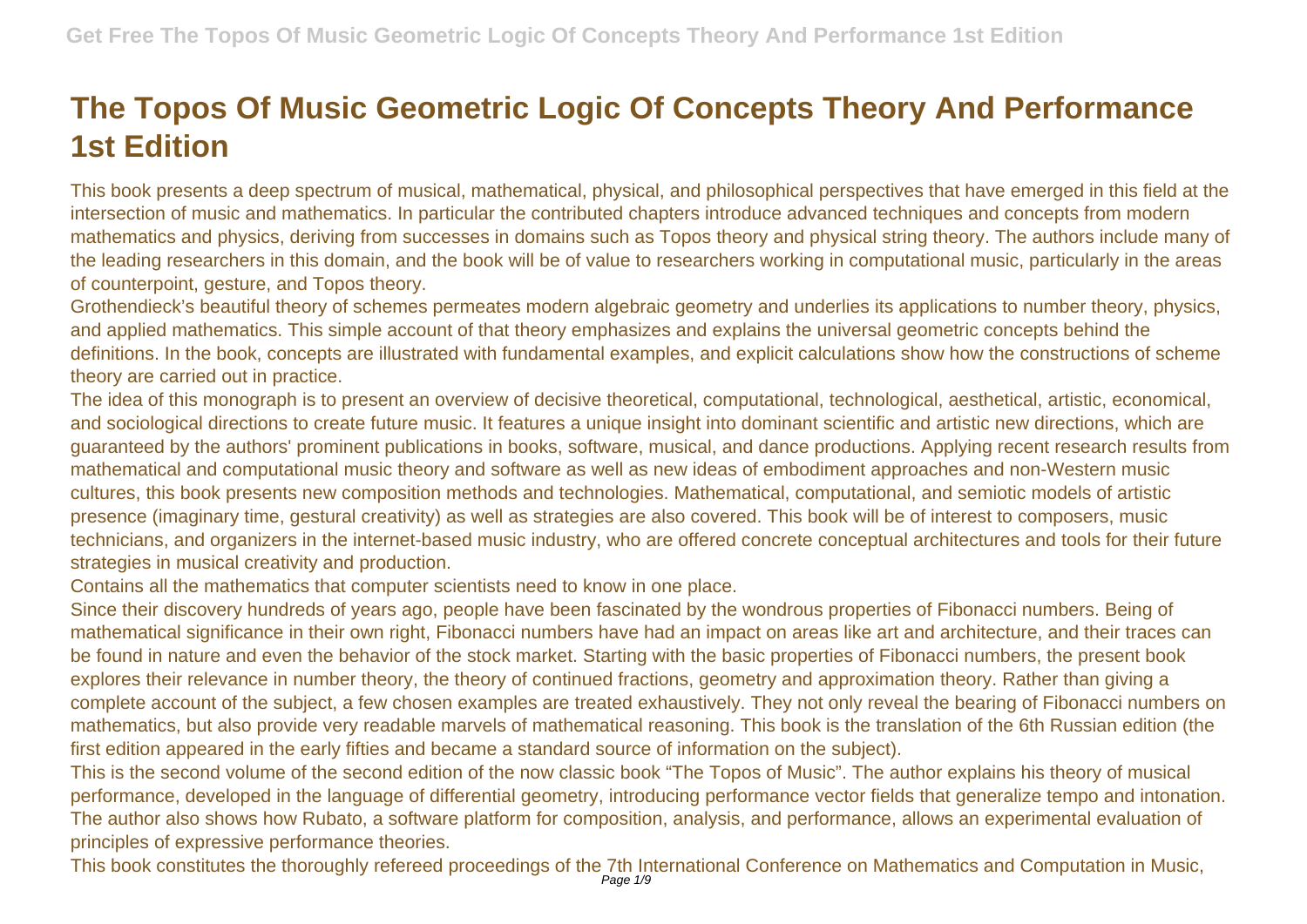# The Topos Of Music Geometric Logic Of Concepts Theory And Performance 1st Edition

This book presents a deep spectrum of musical, mathematical, physical, and philosophical perspectives that have emerged in this field at the intersection of music and mathematics. In particular the contributed chapters introduce advanced techniques and concepts from modern mathematics and physics, deriving from successes in domains such as Topos theory and physical string theory. The authors include many of the leading researchers in this domain, and the book will be of value to researchers working in computational music, particularly in the areas of counterpoint, gesture, and Topos theory.

Grothendieck's beautiful theory of schemes permeates modern algebraic geometry and underlies its applications to number theory, physics, and applied mathematics. This simple account of that theory emphasizes and explains the universal geometric concepts behind the definitions. In the book, concepts are illustrated with fundamental examples, and explicit calculations show how the constructions of scheme theory are carried out in practice.

The idea of this monograph is to present an overview of decisive theoretical, computational, technological, aesthetical, artistic, economical, and sociological directions to create future music. It features a unique insight into dominant scientific and artistic new directions, which are guaranteed by the authors' prominent publications in books, software, musical, and dance productions. Applying recent research results from mathematical and computational music theory and software as well as new ideas of embodiment approaches and non-Western music cultures, this book presents new composition methods and technologies. Mathematical, computational, and semiotic models of artistic presence (imaginary time, gestural creativity) as well as strategies are also covered. This book will be of interest to composers, music technicians, and organizers in the internet-based music industry, who are offered concrete conceptual architectures and tools for their future strategies in musical creativity and production.

Contains all the mathematics that computer scientists need to know in one place.

Since their discovery hundreds of years ago, people have been fascinated by the wondrous properties of Fibonacci numbers. Being of mathematical significance in their own right, Fibonacci numbers have had an impact on areas like art and architecture, and their traces can be found in nature and even the behavior of the stock market. Starting with the basic properties of Fibonacci numbers, the present book explores their relevance in number theory, the theory of continued fractions, geometry and approximation theory. Rather than giving a complete account of the subject, a few chosen examples are treated exhaustively. They not only reveal the bearing of Fibonacci numbers on mathematics, but also provide very readable marvels of mathematical reasoning. This book is the translation of the 6th Russian edition (the first edition appeared in the early fifties and became a standard source of information on the subject).

This is the second volume of the second edition of the now classic book "The Topos of Music". The author explains his theory of musical performance, developed in the language of differential geometry, introducing performance vector fields that generalize tempo and intonation. The author also shows how Rubato, a software platform for composition, analysis, and performance, allows an experimental evaluation of principles of expressive performance theories.

This book constitutes the thoroughly refereed proceedings of the 7th International Conference on Mathematics and Computation in Music,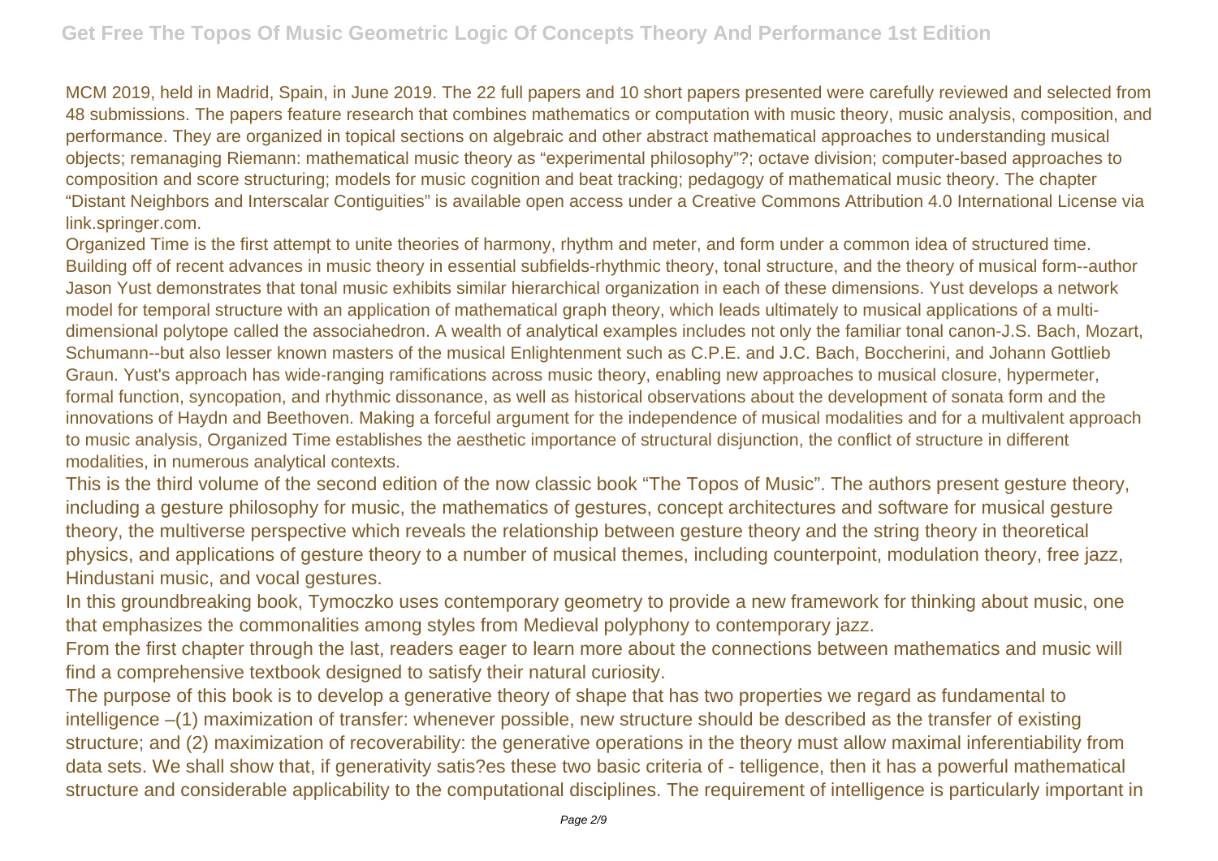MCM 2019, held in Madrid, Spain, in June 2019. The 22 full papers and 10 short papers presented were carefully reviewed and selected from 48 submissions. The papers feature research that combines mathematics or computation with music theory, music analysis, composition, and performance. They are organized in topical sections on algebraic and other abstract mathematical approaches to understanding musical objects; remanaging Riemann: mathematical music theory as "experimental philosophy"?; octave division; computer-based approaches to composition and score structuring; models for music cognition and beat tracking; pedagogy of mathematical music theory. The chapter "Distant Neighbors and Interscalar Contiguities" is available open access under a Creative Commons Attribution 4.0 International License via link.springer.com.

Organized Time is the first attempt to unite theories of harmony, rhythm and meter, and form under a common idea of structured time. Building off of recent advances in music theory in essential subfields-rhythmic theory, tonal structure, and the theory of musical form--author Jason Yust demonstrates that tonal music exhibits similar hierarchical organization in each of these dimensions. Yust develops a network model for temporal structure with an application of mathematical graph theory, which leads ultimately to musical applications of a multi-dimensional polytope called the associahedron. A wealth of analytical examples includes not only the familiar tonal canon-J.S. Bach, Mozart, Schumann--but also lesser known masters of the musical Enlightenment such as C.P.E. and J.C. Bach, Boccherini, and Johann Gottlieb Graun. Yust's approach has wide-ranging ramifications across music theory, enabling new approaches to musical closure, hypermeter, formal function, syncopation, and rhythmic dissonance, as well as historical observations about the development of sonata form and the innovations of Haydn and Beethoven. Making a forceful argument for the independence of musical modalities and for a multivalent approach to music analysis, Organized Time establishes the aesthetic importance of structural disjunction, the conflict of structure in different modalities, in numerous analytical contexts.

This is the third volume of the second edition of the now classic book "The Topos of Music". The authors present gesture theory, including a gesture philosophy for music, the mathematics of gestures, concept architectures and software for musical gesture theory, the multiverse perspective which reveals the relationship between gesture theory and the string theory in theoretical physics, and applications of gesture theory to a number of musical themes, including counterpoint, modulation theory, free jazz, Hindustani music, and vocal gestures.

In this groundbreaking book, Tymoczko uses contemporary geometry to provide a new framework for thinking about music, one that emphasizes the commonalities among styles from Medieval polyphony to contemporary jazz.

From the first chapter through the last, readers eager to learn more about the connections between mathematics and music will find a comprehensive textbook designed to satisfy their natural curiosity.

The purpose of this book is to develop a generative theory of shape that has two properties we regard as fundamental to intelligence –(1) maximization of transfer: whenever possible, new structure should be described as the transfer of existing structure; and (2) maximization of recoverability: the generative operations in the theory must allow maximal inferentiability from data sets. We shall show that, if generativity satis?es these two basic criteria of - telligence, then it has a powerful mathematical structure and considerable applicability to the computational disciplines. The requirement of intelligence is particularly important in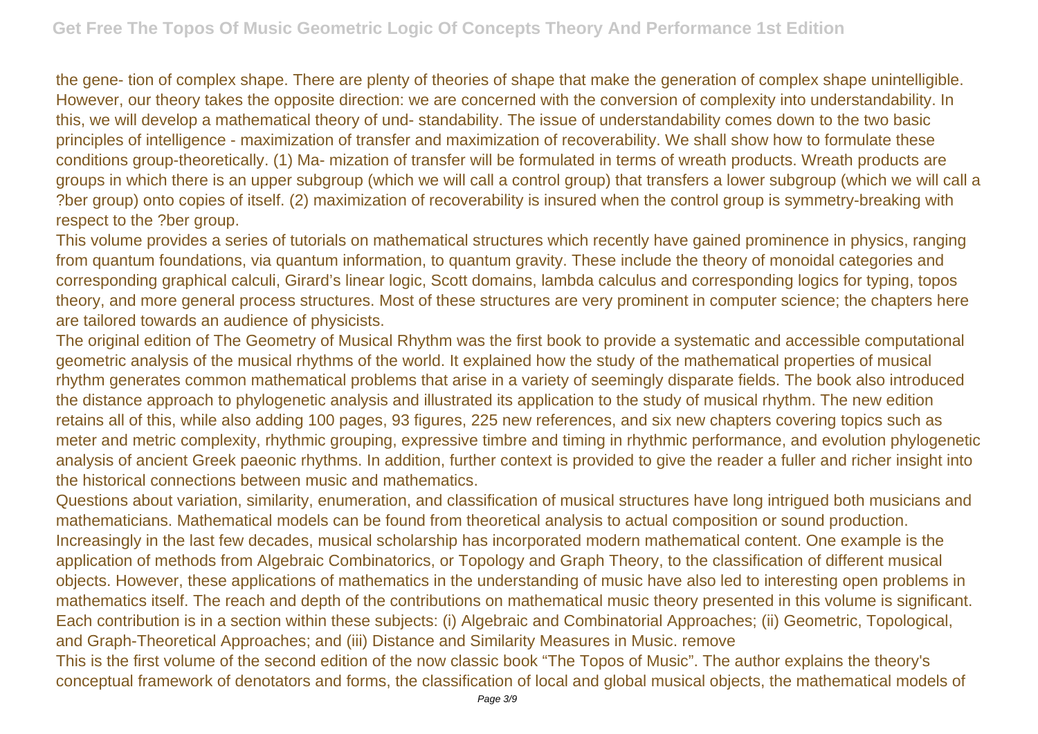the gene- tion of complex shape. There are plenty of theories of shape that make the generation of complex shape unintelligible. However, our theory takes the opposite direction: we are concerned with the conversion of complexity into understandability. In this, we will develop a mathematical theory of und- standability. The issue of understandability comes down to the two basic principles of intelligence - maximization of transfer and maximization of recoverability. We shall show how to formulate these conditions group-theoretically. (1) Ma- mization of transfer will be formulated in terms of wreath products. Wreath products are groups in which there is an upper subgroup (which we will call a control group) that transfers a lower subgroup (which we will call a ?ber group) onto copies of itself. (2) maximization of recoverability is insured when the control group is symmetry-breaking with respect to the ?ber group.

This volume provides a series of tutorials on mathematical structures which recently have gained prominence in physics, ranging from quantum foundations, via quantum information, to quantum gravity. These include the theory of monoidal categories and corresponding graphical calculi, Girard's linear logic, Scott domains, lambda calculus and corresponding logics for typing, topos theory, and more general process structures. Most of these structures are very prominent in computer science; the chapters here are tailored towards an audience of physicists.

The original edition of The Geometry of Musical Rhythm was the first book to provide a systematic and accessible computational geometric analysis of the musical rhythms of the world. It explained how the study of the mathematical properties of musical rhythm generates common mathematical problems that arise in a variety of seemingly disparate fields. The book also introduced the distance approach to phylogenetic analysis and illustrated its application to the study of musical rhythm. The new edition retains all of this, while also adding 100 pages, 93 figures, 225 new references, and six new chapters covering topics such as meter and metric complexity, rhythmic grouping, expressive timbre and timing in rhythmic performance, and evolution phylogenetic analysis of ancient Greek paeonic rhythms. In addition, further context is provided to give the reader a fuller and richer insight into the historical connections between music and mathematics.

Questions about variation, similarity, enumeration, and classification of musical structures have long intrigued both musicians and mathematicians. Mathematical models can be found from theoretical analysis to actual composition or sound production. Increasingly in the last few decades, musical scholarship has incorporated modern mathematical content. One example is the application of methods from Algebraic Combinatorics, or Topology and Graph Theory, to the classification of different musical objects. However, these applications of mathematics in the understanding of music have also led to interesting open problems in mathematics itself. The reach and depth of the contributions on mathematical music theory presented in this volume is significant. Each contribution is in a section within these subjects: (i) Algebraic and Combinatorial Approaches; (ii) Geometric, Topological, and Graph-Theoretical Approaches; and (iii) Distance and Similarity Measures in Music. remove

This is the first volume of the second edition of the now classic book "The Topos of Music". The author explains the theory's conceptual framework of denotators and forms, the classification of local and global musical objects, the mathematical models of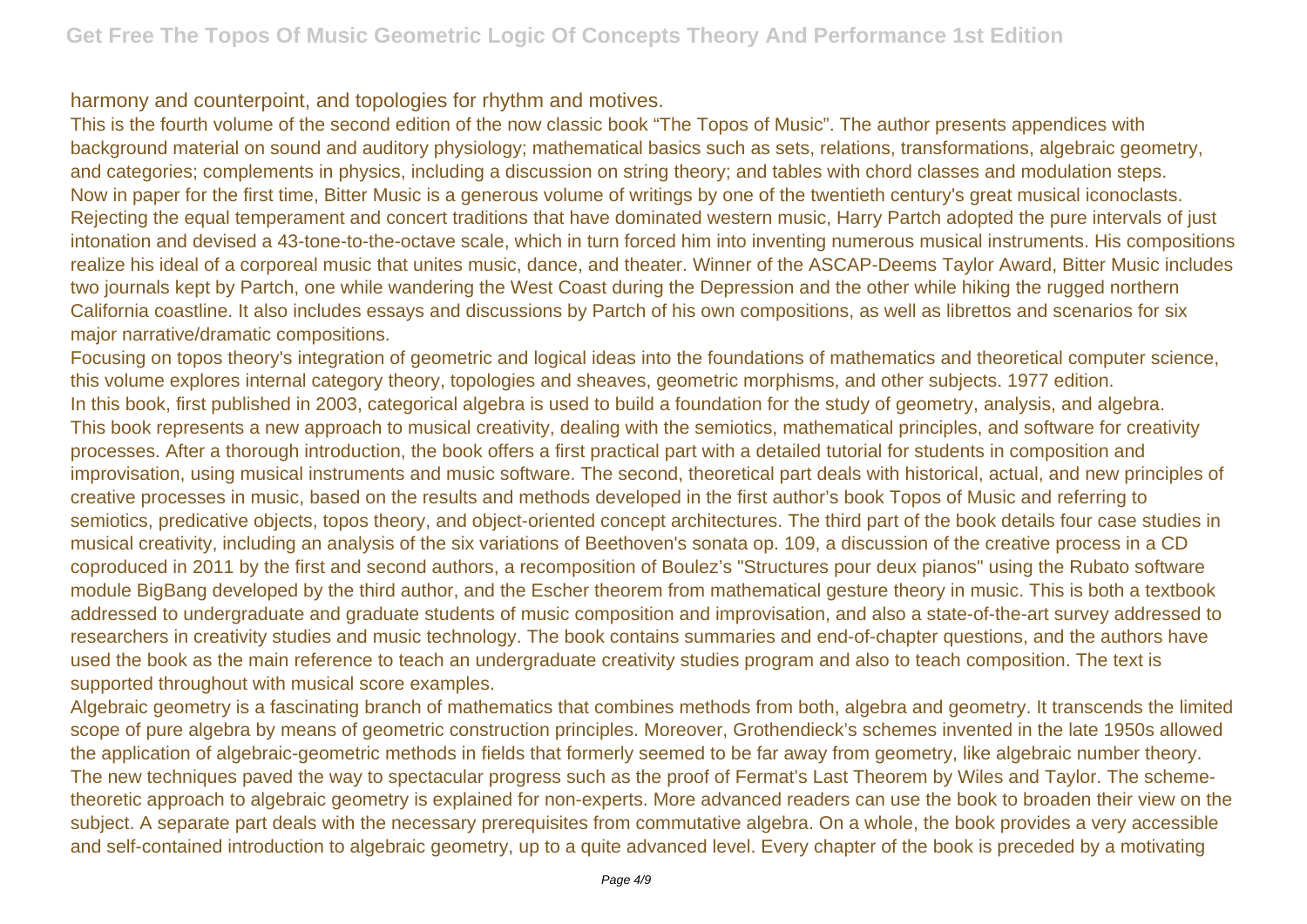harmony and counterpoint, and topologies for rhythm and motives.

This is the fourth volume of the second edition of the now classic book "The Topos of Music". The author presents appendices with background material on sound and auditory physiology; mathematical basics such as sets, relations, transformations, algebraic geometry, and categories; complements in physics, including a discussion on string theory; and tables with chord classes and modulation steps.

Now in paper for the first time, Bitter Music is a generous volume of writings by one of the twentieth century's great musical iconoclasts. Rejecting the equal temperament and concert traditions that have dominated western music, Harry Partch adopted the pure intervals of just intonation and devised a 43-tone-to-the-octave scale, which in turn forced him into inventing numerous musical instruments. His compositions realize his ideal of a corporeal music that unites music, dance, and theater. Winner of the ASCAP-Deems Taylor Award, Bitter Music includes two journals kept by Partch, one while wandering the West Coast during the Depression and the other while hiking the rugged northern California coastline. It also includes essays and discussions by Partch of his own compositions, as well as librettos and scenarios for six major narrative/dramatic compositions.

Focusing on topos theory's integration of geometric and logical ideas into the foundations of mathematics and theoretical computer science, this volume explores internal category theory, topologies and sheaves, geometric morphisms, and other subjects. 1977 edition.

In this book, first published in 2003, categorical algebra is used to build a foundation for the study of geometry, analysis, and algebra.

This book represents a new approach to musical creativity, dealing with the semiotics, mathematical principles, and software for creativity processes. After a thorough introduction, the book offers a first practical part with a detailed tutorial for students in composition and improvisation, using musical instruments and music software. The second, theoretical part deals with historical, actual, and new principles of creative processes in music, based on the results and methods developed in the first author's book Topos of Music and referring to semiotics, predicative objects, topos theory, and object-oriented concept architectures. The third part of the book details four case studies in musical creativity, including an analysis of the six variations of Beethoven's sonata op. 109, a discussion of the creative process in a CD coproduced in 2011 by the first and second authors, a recomposition of Boulez's "Structures pour deux pianos" using the Rubato software module BigBang developed by the third author, and the Escher theorem from mathematical gesture theory in music. This is both a textbook addressed to undergraduate and graduate students of music composition and improvisation, and also a state-of-the-art survey addressed to researchers in creativity studies and music technology. The book contains summaries and end-of-chapter questions, and the authors have used the book as the main reference to teach an undergraduate creativity studies program and also to teach composition. The text is supported throughout with musical score examples.

Algebraic geometry is a fascinating branch of mathematics that combines methods from both, algebra and geometry. It transcends the limited scope of pure algebra by means of geometric construction principles. Moreover, Grothendieck's schemes invented in the late 1950s allowed the application of algebraic-geometric methods in fields that formerly seemed to be far away from geometry, like algebraic number theory. The new techniques paved the way to spectacular progress such as the proof of Fermat's Last Theorem by Wiles and Taylor. The scheme-theoretic approach to algebraic geometry is explained for non-experts. More advanced readers can use the book to broaden their view on the subject. A separate part deals with the necessary prerequisites from commutative algebra. On a whole, the book provides a very accessible and self-contained introduction to algebraic geometry, up to a quite advanced level. Every chapter of the book is preceded by a motivating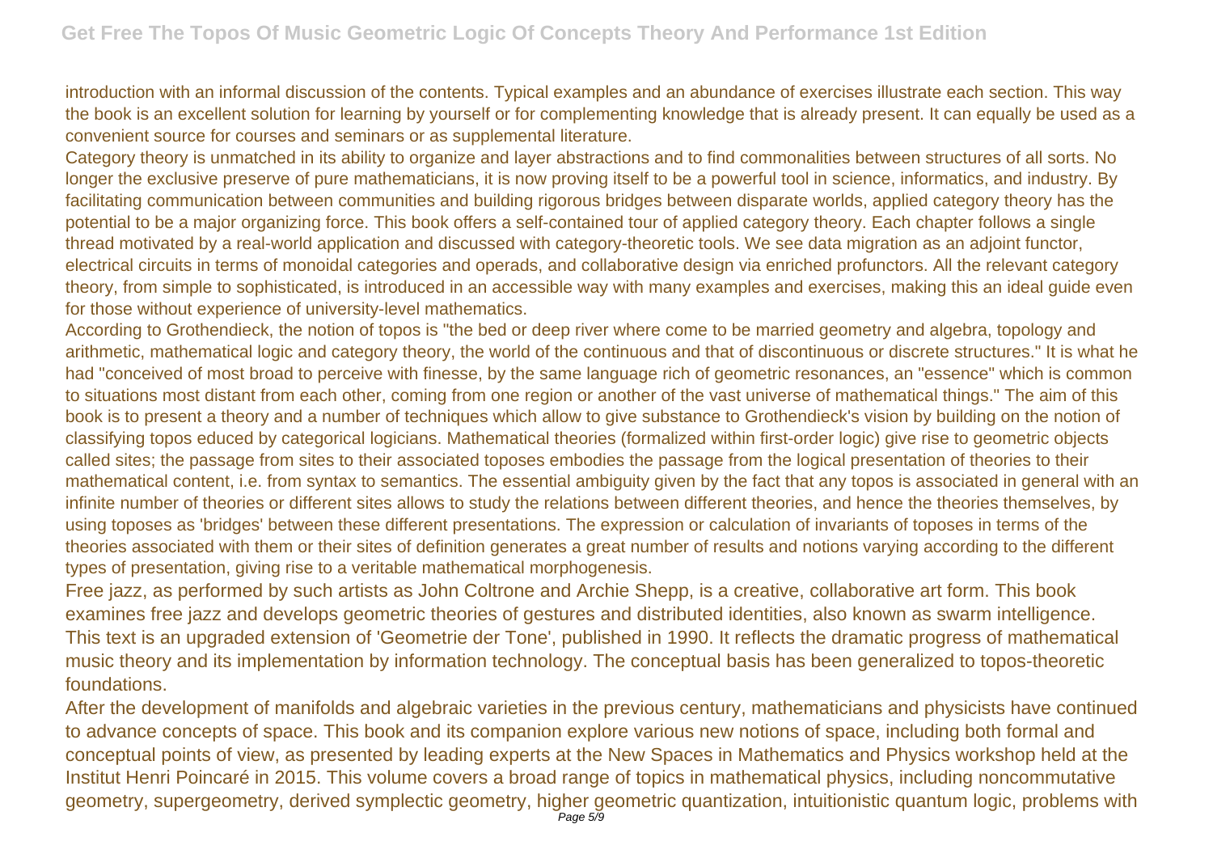introduction with an informal discussion of the contents. Typical examples and an abundance of exercises illustrate each section. This way the book is an excellent solution for learning by yourself or for complementing knowledge that is already present. It can equally be used as a convenient source for courses and seminars or as supplemental literature.

Category theory is unmatched in its ability to organize and layer abstractions and to find commonalities between structures of all sorts. No longer the exclusive preserve of pure mathematicians, it is now proving itself to be a powerful tool in science, informatics, and industry. By facilitating communication between communities and building rigorous bridges between disparate worlds, applied category theory has the potential to be a major organizing force. This book offers a self-contained tour of applied category theory. Each chapter follows a single thread motivated by a real-world application and discussed with category-theoretic tools. We see data migration as an adjoint functor, electrical circuits in terms of monoidal categories and operads, and collaborative design via enriched profunctors. All the relevant category theory, from simple to sophisticated, is introduced in an accessible way with many examples and exercises, making this an ideal guide even for those without experience of university-level mathematics.

According to Grothendieck, the notion of topos is "the bed or deep river where come to be married geometry and algebra, topology and arithmetic, mathematical logic and category theory, the world of the continuous and that of discontinuous or discrete structures." It is what he had "conceived of most broad to perceive with finesse, by the same language rich of geometric resonances, an "essence" which is common to situations most distant from each other, coming from one region or another of the vast universe of mathematical things." The aim of this book is to present a theory and a number of techniques which allow to give substance to Grothendieck's vision by building on the notion of classifying topos educed by categorical logicians. Mathematical theories (formalized within first-order logic) give rise to geometric objects called sites; the passage from sites to their associated toposes embodies the passage from the logical presentation of theories to their mathematical content, i.e. from syntax to semantics. The essential ambiguity given by the fact that any topos is associated in general with an infinite number of theories or different sites allows to study the relations between different theories, and hence the theories themselves, by using toposes as 'bridges' between these different presentations. The expression or calculation of invariants of toposes in terms of the theories associated with them or their sites of definition generates a great number of results and notions varying according to the different types of presentation, giving rise to a veritable mathematical morphogenesis.

Free jazz, as performed by such artists as John Coltrone and Archie Shepp, is a creative, collaborative art form. This book examines free jazz and develops geometric theories of gestures and distributed identities, also known as swarm intelligence.

This text is an upgraded extension of 'Geometrie der Tone', published in 1990. It reflects the dramatic progress of mathematical music theory and its implementation by information technology. The conceptual basis has been generalized to topos-theoretic foundations.

After the development of manifolds and algebraic varieties in the previous century, mathematicians and physicists have continued to advance concepts of space. This book and its companion explore various new notions of space, including both formal and conceptual points of view, as presented by leading experts at the New Spaces in Mathematics and Physics workshop held at the Institut Henri Poincaré in 2015. This volume covers a broad range of topics in mathematical physics, including noncommutative geometry, supergeometry, derived symplectic geometry, higher geometric quantization, intuitionistic quantum logic, problems with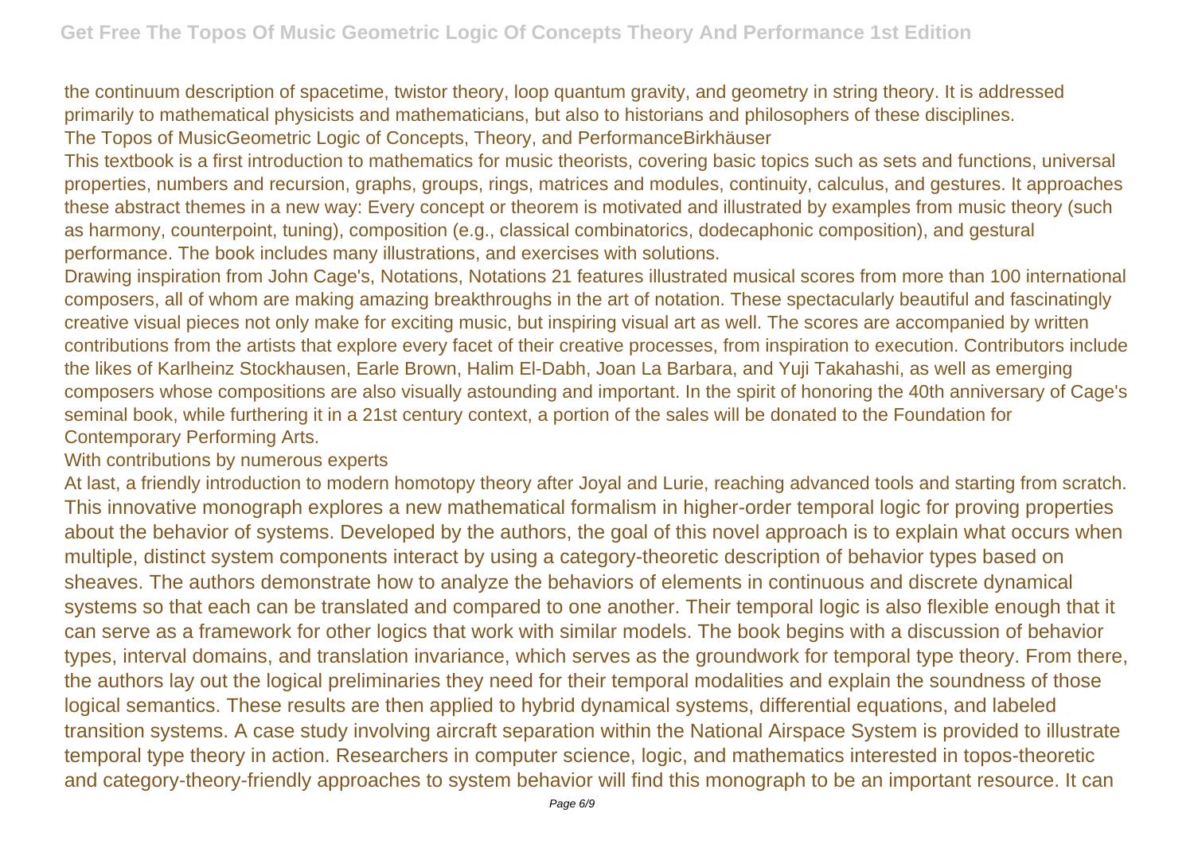the continuum description of spacetime, twistor theory, loop quantum gravity, and geometry in string theory. It is addressed primarily to mathematical physicists and mathematicians, but also to historians and philosophers of these disciplines.

The Topos of MusicGeometric Logic of Concepts, Theory, and PerformanceBirkhäuser

This textbook is a first introduction to mathematics for music theorists, covering basic topics such as sets and functions, universal properties, numbers and recursion, graphs, groups, rings, matrices and modules, continuity, calculus, and gestures. It approaches these abstract themes in a new way: Every concept or theorem is motivated and illustrated by examples from music theory (such as harmony, counterpoint, tuning), composition (e.g., classical combinatorics, dodecaphonic composition), and gestural performance. The book includes many illustrations, and exercises with solutions.

Drawing inspiration from John Cage's, Notations, Notations 21 features illustrated musical scores from more than 100 international composers, all of whom are making amazing breakthroughs in the art of notation. These spectacularly beautiful and fascinatingly creative visual pieces not only make for exciting music, but inspiring visual art as well. The scores are accompanied by written contributions from the artists that explore every facet of their creative processes, from inspiration to execution. Contributors include the likes of Karlheinz Stockhausen, Earle Brown, Halim El-Dabh, Joan La Barbara, and Yuji Takahashi, as well as emerging composers whose compositions are also visually astounding and important. In the spirit of honoring the 40th anniversary of Cage's seminal book, while furthering it in a 21st century context, a portion of the sales will be donated to the Foundation for Contemporary Performing Arts.

With contributions by numerous experts

At last, a friendly introduction to modern homotopy theory after Joyal and Lurie, reaching advanced tools and starting from scratch.

This innovative monograph explores a new mathematical formalism in higher-order temporal logic for proving properties about the behavior of systems. Developed by the authors, the goal of this novel approach is to explain what occurs when multiple, distinct system components interact by using a category-theoretic description of behavior types based on sheaves. The authors demonstrate how to analyze the behaviors of elements in continuous and discrete dynamical systems so that each can be translated and compared to one another. Their temporal logic is also flexible enough that it can serve as a framework for other logics that work with similar models. The book begins with a discussion of behavior types, interval domains, and translation invariance, which serves as the groundwork for temporal type theory. From there, the authors lay out the logical preliminaries they need for their temporal modalities and explain the soundness of those logical semantics. These results are then applied to hybrid dynamical systems, differential equations, and labeled transition systems. A case study involving aircraft separation within the National Airspace System is provided to illustrate temporal type theory in action. Researchers in computer science, logic, and mathematics interested in topos-theoretic and category-theory-friendly approaches to system behavior will find this monograph to be an important resource. It can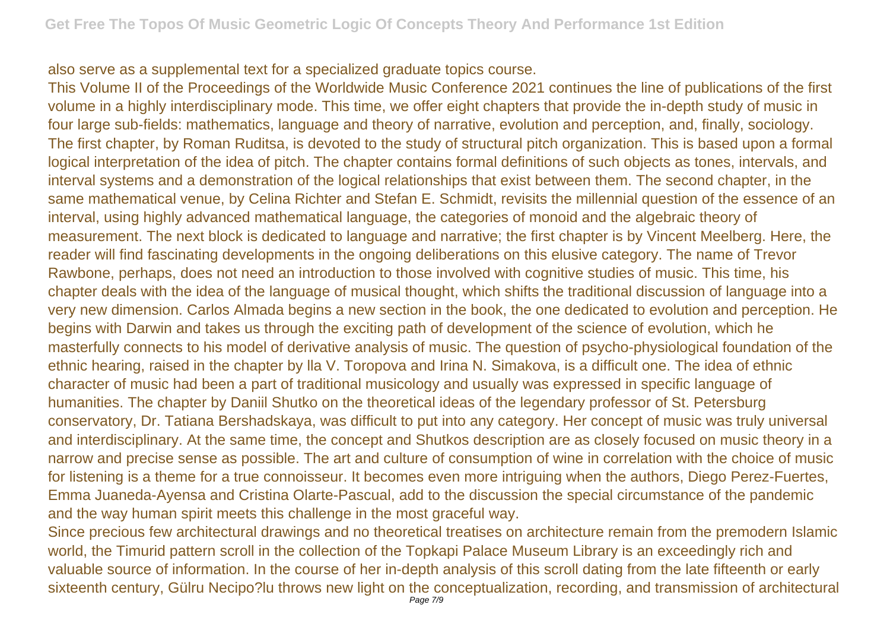also serve as a supplemental text for a specialized graduate topics course.

This Volume II of the Proceedings of the Worldwide Music Conference 2021 continues the line of publications of the first volume in a highly interdisciplinary mode. This time, we offer eight chapters that provide the in-depth study of music in four large sub-fields: mathematics, language and theory of narrative, evolution and perception, and, finally, sociology. The first chapter, by Roman Ruditsa, is devoted to the study of structural pitch organization. This is based upon a formal logical interpretation of the idea of pitch. The chapter contains formal definitions of such objects as tones, intervals, and interval systems and a demonstration of the logical relationships that exist between them. The second chapter, in the same mathematical venue, by Celina Richter and Stefan E. Schmidt, revisits the millennial question of the essence of an interval, using highly advanced mathematical language, the categories of monoid and the algebraic theory of measurement. The next block is dedicated to language and narrative; the first chapter is by Vincent Meelberg. Here, the reader will find fascinating developments in the ongoing deliberations on this elusive category. The name of Trevor Rawbone, perhaps, does not need an introduction to those involved with cognitive studies of music. This time, his chapter deals with the idea of the language of musical thought, which shifts the traditional discussion of language into a very new dimension. Carlos Almada begins a new section in the book, the one dedicated to evolution and perception. He begins with Darwin and takes us through the exciting path of development of the science of evolution, which he masterfully connects to his model of derivative analysis of music. The question of psycho-physiological foundation of the ethnic hearing, raised in the chapter by lla V. Toropova and Irina N. Simakova, is a difficult one. The idea of ethnic character of music had been a part of traditional musicology and usually was expressed in specific language of humanities. The chapter by Daniil Shutko on the theoretical ideas of the legendary professor of St. Petersburg conservatory, Dr. Tatiana Bershadskaya, was difficult to put into any category. Her concept of music was truly universal and interdisciplinary. At the same time, the concept and Shutkos description are as closely focused on music theory in a narrow and precise sense as possible. The art and culture of consumption of wine in correlation with the choice of music for listening is a theme for a true connoisseur. It becomes even more intriguing when the authors, Diego Perez-Fuertes, Emma Juaneda-Ayensa and Cristina Olarte-Pascual, add to the discussion the special circumstance of the pandemic and the way human spirit meets this challenge in the most graceful way.

Since precious few architectural drawings and no theoretical treatises on architecture remain from the premodern Islamic world, the Timurid pattern scroll in the collection of the Topkapi Palace Museum Library is an exceedingly rich and valuable source of information. In the course of her in-depth analysis of this scroll dating from the late fifteenth or early sixteenth century, Gülru Necipo?lu throws new light on the conceptualization, recording, and transmission of architectural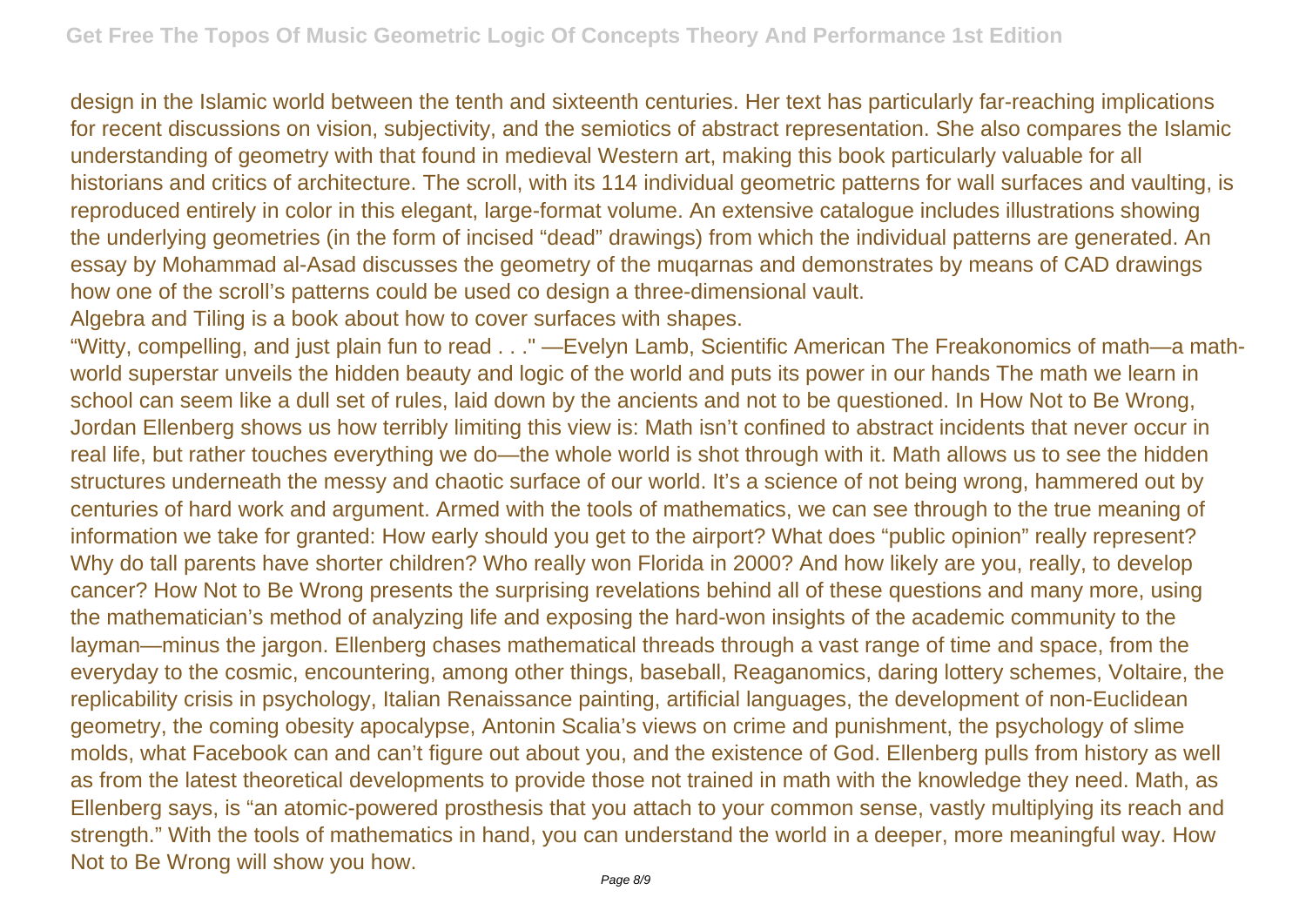design in the Islamic world between the tenth and sixteenth centuries. Her text has particularly far-reaching implications for recent discussions on vision, subjectivity, and the semiotics of abstract representation. She also compares the Islamic understanding of geometry with that found in medieval Western art, making this book particularly valuable for all historians and critics of architecture. The scroll, with its 114 individual geometric patterns for wall surfaces and vaulting, is reproduced entirely in color in this elegant, large-format volume. An extensive catalogue includes illustrations showing the underlying geometries (in the form of incised "dead" drawings) from which the individual patterns are generated. An essay by Mohammad al-Asad discusses the geometry of the muqarnas and demonstrates by means of CAD drawings how one of the scroll's patterns could be used co design a three-dimensional vault.

Algebra and Tiling is a book about how to cover surfaces with shapes.

"Witty, compelling, and just plain fun to read . . ." —Evelyn Lamb, Scientific American The Freakonomics of math—a math-world superstar unveils the hidden beauty and logic of the world and puts its power in our hands The math we learn in school can seem like a dull set of rules, laid down by the ancients and not to be questioned. In How Not to Be Wrong, Jordan Ellenberg shows us how terribly limiting this view is: Math isn't confined to abstract incidents that never occur in real life, but rather touches everything we do—the whole world is shot through with it. Math allows us to see the hidden structures underneath the messy and chaotic surface of our world. It's a science of not being wrong, hammered out by centuries of hard work and argument. Armed with the tools of mathematics, we can see through to the true meaning of information we take for granted: How early should you get to the airport? What does "public opinion" really represent? Why do tall parents have shorter children? Who really won Florida in 2000? And how likely are you, really, to develop cancer? How Not to Be Wrong presents the surprising revelations behind all of these questions and many more, using the mathematician's method of analyzing life and exposing the hard-won insights of the academic community to the layman—minus the jargon. Ellenberg chases mathematical threads through a vast range of time and space, from the everyday to the cosmic, encountering, among other things, baseball, Reaganomics, daring lottery schemes, Voltaire, the replicability crisis in psychology, Italian Renaissance painting, artificial languages, the development of non-Euclidean geometry, the coming obesity apocalypse, Antonin Scalia's views on crime and punishment, the psychology of slime molds, what Facebook can and can't figure out about you, and the existence of God. Ellenberg pulls from history as well as from the latest theoretical developments to provide those not trained in math with the knowledge they need. Math, as Ellenberg says, is "an atomic-powered prosthesis that you attach to your common sense, vastly multiplying its reach and strength." With the tools of mathematics in hand, you can understand the world in a deeper, more meaningful way. How Not to Be Wrong will show you how.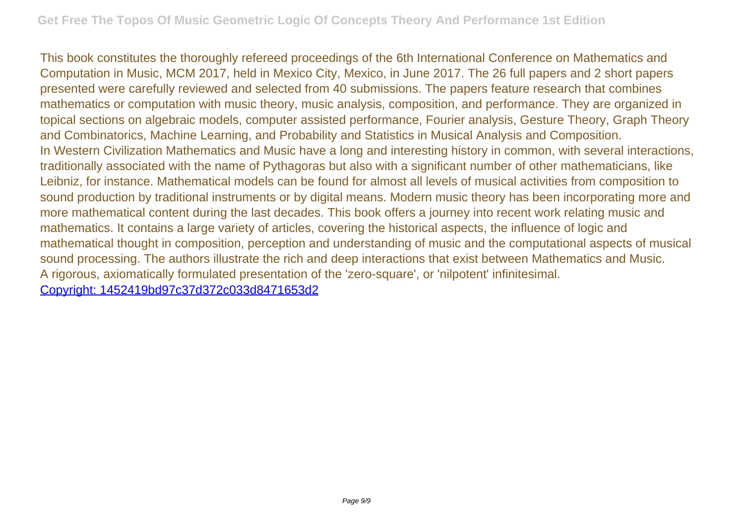This book constitutes the thoroughly refereed proceedings of the 6th International Conference on Mathematics and Computation in Music, MCM 2017, held in Mexico City, Mexico, in June 2017. The 26 full papers and 2 short papers presented were carefully reviewed and selected from 40 submissions. The papers feature research that combines mathematics or computation with music theory, music analysis, composition, and performance. They are organized in topical sections on algebraic models, computer assisted performance, Fourier analysis, Gesture Theory, Graph Theory and Combinatorics, Machine Learning, and Probability and Statistics in Musical Analysis and Composition.

In Western Civilization Mathematics and Music have a long and interesting history in common, with several interactions, traditionally associated with the name of Pythagoras but also with a significant number of other mathematicians, like Leibniz, for instance. Mathematical models can be found for almost all levels of musical activities from composition to sound production by traditional instruments or by digital means. Modern music theory has been incorporating more and more mathematical content during the last decades. This book offers a journey into recent work relating music and mathematics. It contains a large variety of articles, covering the historical aspects, the influence of logic and mathematical thought in composition, perception and understanding of music and the computational aspects of musical sound processing. The authors illustrate the rich and deep interactions that exist between Mathematics and Music.

A rigorous, axiomatically formulated presentation of the 'zero-square', or 'nilpotent' infinitesimal.

Copyright: 1452419bd97c37d372c033d8471653d2